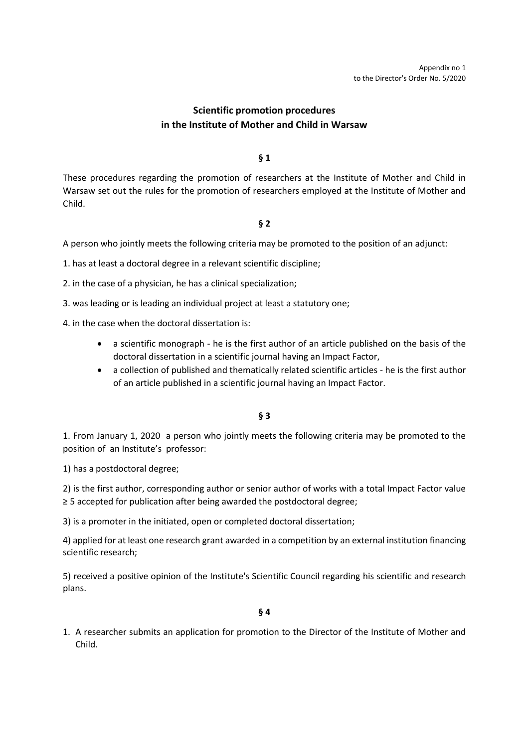Appendix no 1
to the Director's Order No. 5/2020

# Scientific promotion procedures in the Institute of Mother and Child in Warsaw

**§ 1**

These procedures regarding the promotion of researchers at the Institute of Mother and Child in Warsaw set out the rules for the promotion of researchers employed at the Institute of Mother and Child.

**§ 2**

A person who jointly meets the following criteria may be promoted to the position of an adjunct:

1. has at least a doctoral degree in a relevant scientific discipline;

2. in the case of a physician, he has a clinical specialization;

3. was leading or is leading an individual project at least a statutory one;

4. in the case when the doctoral dissertation is:

- a scientific monograph - he is the first author of an article published on the basis of the doctoral dissertation in a scientific journal having an Impact Factor,
- a collection of published and thematically related scientific articles - he is the first author of an article published in a scientific journal having an Impact Factor.

**§ 3**

1. From January 1, 2020 a person who jointly meets the following criteria may be promoted to the position of an Institute's professor:

1) has a postdoctoral degree;

2) is the first author, corresponding author or senior author of works with a total Impact Factor value ≥ 5 accepted for publication after being awarded the postdoctoral degree;

3) is a promoter in the initiated, open or completed doctoral dissertation;

4) applied for at least one research grant awarded in a competition by an external institution financing scientific research;

5) received a positive opinion of the Institute's Scientific Council regarding his scientific and research plans.

**§ 4**

1. A researcher submits an application for promotion to the Director of the Institute of Mother and Child.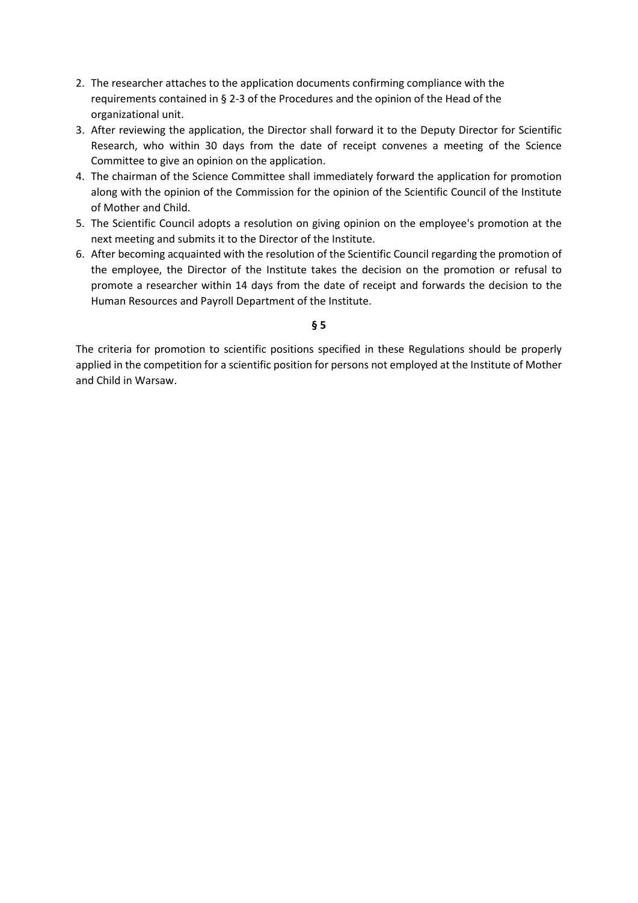2. The researcher attaches to the application documents confirming compliance with the requirements contained in § 2-3 of the Procedures and the opinion of the Head of the organizational unit.
3. After reviewing the application, the Director shall forward it to the Deputy Director for Scientific Research, who within 30 days from the date of receipt convenes a meeting of the Science Committee to give an opinion on the application.
4. The chairman of the Science Committee shall immediately forward the application for promotion along with the opinion of the Commission for the opinion of the Scientific Council of the Institute of Mother and Child.
5. The Scientific Council adopts a resolution on giving opinion on the employee's promotion at the next meeting and submits it to the Director of the Institute.
6. After becoming acquainted with the resolution of the Scientific Council regarding the promotion of the employee, the Director of the Institute takes the decision on the promotion or refusal to promote a researcher within 14 days from the date of receipt and forwards the decision to the Human Resources and Payroll Department of the Institute.

**§ 5**

The criteria for promotion to scientific positions specified in these Regulations should be properly applied in the competition for a scientific position for persons not employed at the Institute of Mother and Child in Warsaw.